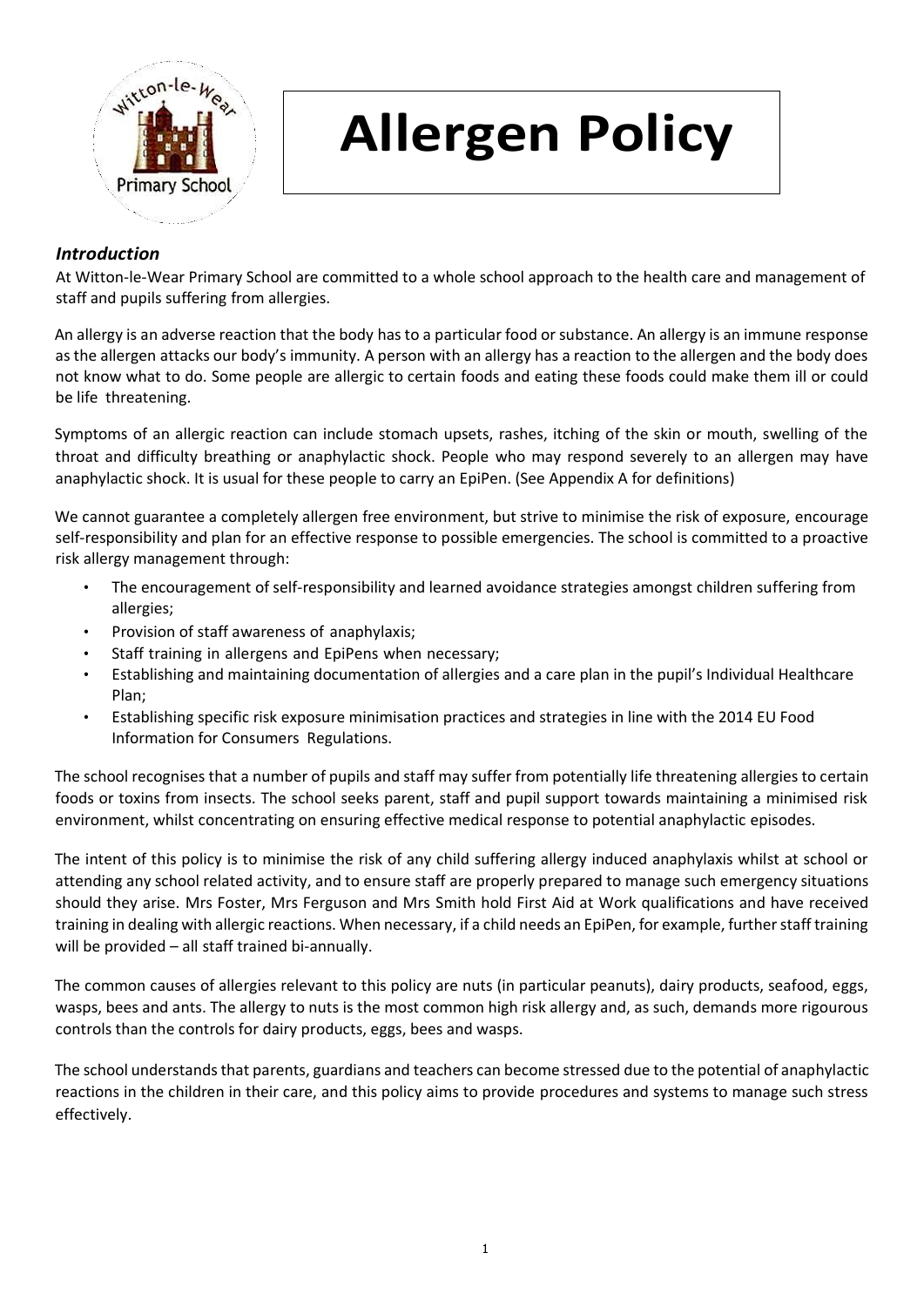# Allergen Policy

### *Introduction*

At Witton-le-Wear Primary School are committed to a whole school approach to the health care and management of staff and pupils suffering from allergies.

An allergy is an adverse reaction that the body has to a particular food or substance. An allergy is an immune response as the allergen attacks our body's immunity. A person with an allergy has a reaction to the allergen and the body does not know what to do. Some people are allergic to certain foods and eating these foods could make them ill or could be life threatening.

Symptoms of an allergic reaction can include stomach upsets, rashes, itching of the skin or mouth, swelling of the throat and difficulty breathing or anaphylactic shock. People who may respond severely to an allergen may have anaphylactic shock. It is usual for these people to carry an EpiPen. (See Appendix A for definitions)

We cannot guarantee a completely allergen free environment, but strive to minimise the risk of exposure, encourage self-responsibility and plan for an effective response to possible emergencies. The school is committed to a proactive risk allergy management through:

- The encouragement of self-responsibility and learned avoidance strategies amongst children suffering from allergies;
- Provision of staff awareness of anaphylaxis;
- Staff training in allergens and EpiPens when necessary;
- Establishing and maintaining documentation of allergies and a care plan in the pupil's Individual Healthcare Plan;
- Establishing specific risk exposure minimisation practices and strategies in line with the 2014 EU Food Information for Consumers Regulations.

The school recognises that a number of pupils and staff may suffer from potentially life threatening allergies to certain foods or toxins from insects. The school seeks parent, staff and pupil support towards maintaining a minimised risk environment, whilst concentrating on ensuring effective medical response to potential anaphylactic episodes.

The intent of this policy is to minimise the risk of any child suffering allergy induced anaphylaxis whilst at school or attending any school related activity, and to ensure staff are properly prepared to manage such emergency situations should they arise. Mrs Foster, Mrs Ferguson and Mrs Smith hold First Aid at Work qualifications and have received training in dealing with allergic reactions. When necessary, if a child needs an EpiPen, for example, further staff training will be provided – all staff trained bi-annually.

The common causes of allergies relevant to this policy are nuts (in particular peanuts), dairy products, seafood, eggs, wasps, bees and ants. The allergy to nuts is the most common high risk allergy and, as such, demands more rigourous controls than the controls for dairy products, eggs, bees and wasps.

The school understands that parents, guardians and teachers can become stressed due to the potential of anaphylactic reactions in the children in their care, and this policy aims to provide procedures and systems to manage such stress effectively.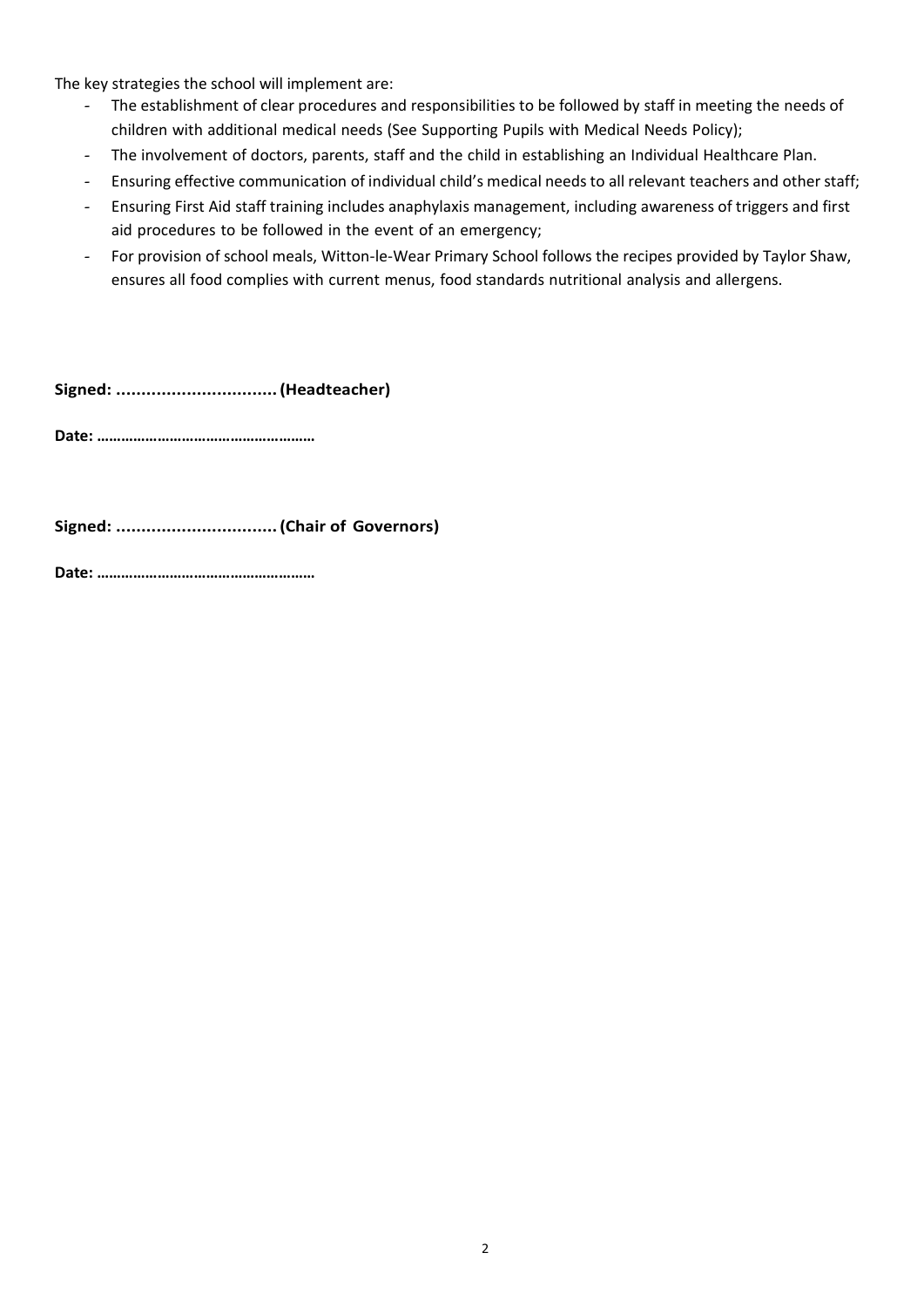The key strategies the school will implement are:

- The establishment of clear procedures and responsibilities to be followed by staff in meeting the needs of children with additional medical needs (See Supporting Pupils with Medical Needs Policy);
- The involvement of doctors, parents, staff and the child in establishing an Individual Healthcare Plan.
- Ensuring effective communication of individual child's medical needs to all relevant teachers and other staff;
- Ensuring First Aid staff training includes anaphylaxis management, including awareness of triggers and first aid procedures to be followed in the event of an emergency;
- For provision of school meals, Witton-le-Wear Primary School follows the recipes provided by Taylor Shaw, ensures all food complies with current menus, food standards nutritional analysis and allergens.

**Signed: ................................ (Headteacher)**

**Date: ………………………………………………**

**Signed: ................................ (Chair of Governors)**

**Date: ………………………………………………**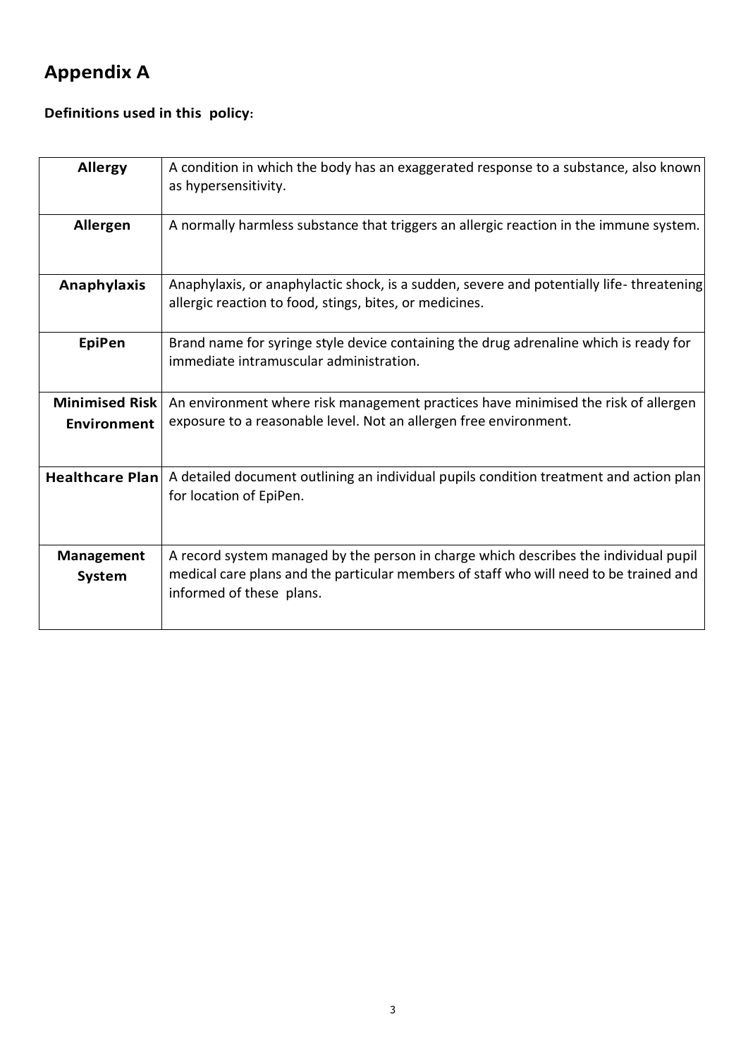# Appendix A

**Definitions used in this policy:**

| | |
|---|---|
| **Allergy** | A condition in which the body has an exaggerated response to a substance, also known as hypersensitivity. |
| **Allergen** | A normally harmless substance that triggers an allergic reaction in the immune system. |
| **Anaphylaxis** | Anaphylaxis, or anaphylactic shock, is a sudden, severe and potentially life- threatening allergic reaction to food, stings, bites, or medicines. |
| **EpiPen** | Brand name for syringe style device containing the drug adrenaline which is ready for immediate intramuscular administration. |
| **Minimised Risk Environment** | An environment where risk management practices have minimised the risk of allergen exposure to a reasonable level. Not an allergen free environment. |
| **Healthcare Plan** | A detailed document outlining an individual pupils condition treatment and action plan for location of EpiPen. |
| **Management System** | A record system managed by the person in charge which describes the individual pupil medical care plans and the particular members of staff who will need to be trained and informed of these plans. |